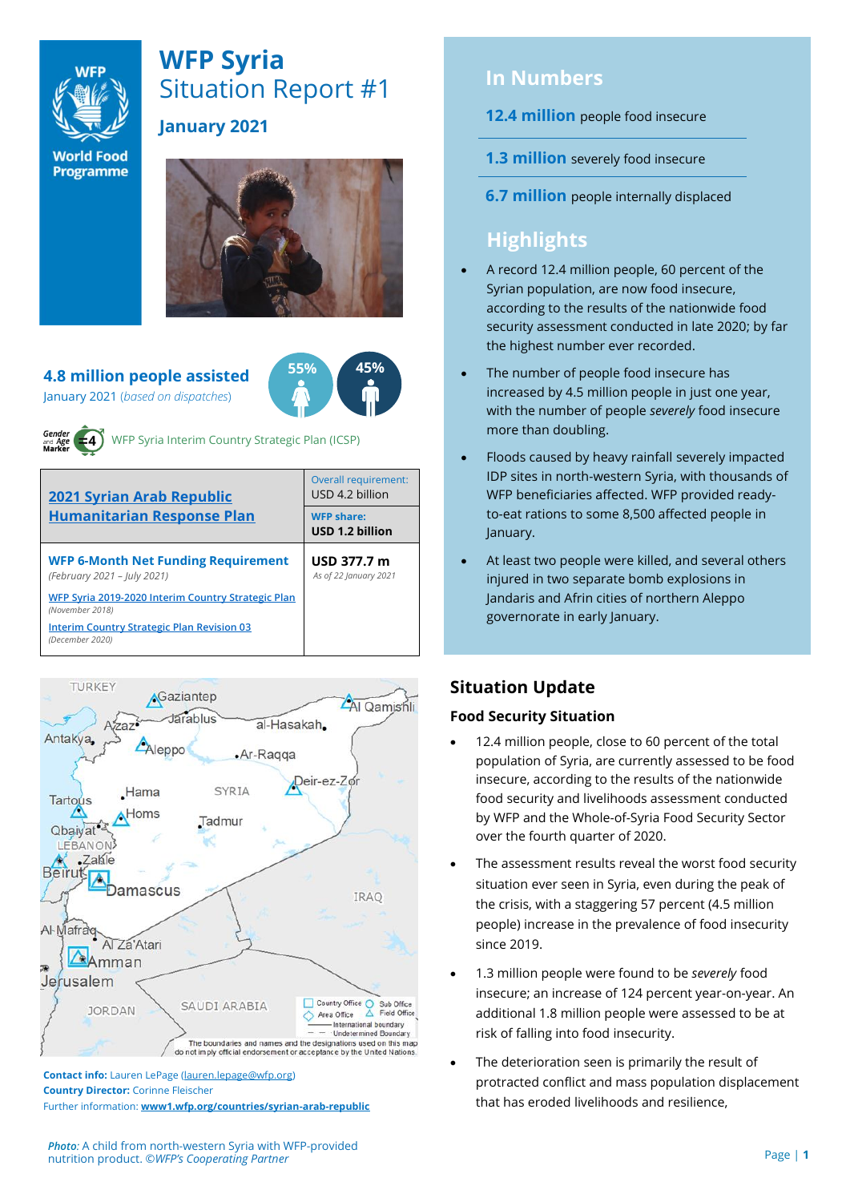# WFP Syria
## Situation Report #1
### January 2021

**4.8 million people assisted**
January 2021 (*based on dispatches*)

55% 45%

Gender and Age Marker 4 — WFP Syria Interim Country Strategic Plan (ICSP)

| [2021 Syrian Arab Republic Humanitarian Response Plan](#) | Overall requirement: USD 4.2 billion<br>WFP share: **USD 1.2 billion** |
|---|---|
| **WFP 6-Month Net Funding Requirement** *(February 2021 – July 2021)*<br>[WFP Syria 2019-2020 Interim Country Strategic Plan](#) *(November 2018)*<br>[Interim Country Strategic Plan Revision 03](#) *(December 2020)* | **USD 377.7 m** *As of 22 January 2021* |

The boundaries and names and the designations used on this map do not imply official endorsement or acceptance by the United Nations.

**Contact info:** Lauren LePage (lauren.lepage@wfp.org)
**Country Director:** Corinne Fleischer
Further information: **www1.wfp.org/countries/syrian-arab-republic**

*Photo:* A child from north-western Syria with WFP-provided nutrition product. ©*WFP's Cooperating Partner*

## In Numbers

**12.4 million** people food insecure

**1.3 million** severely food insecure

**6.7 million** people internally displaced

## Highlights

- A record 12.4 million people, 60 percent of the Syrian population, are now food insecure, according to the results of the nationwide food security assessment conducted in late 2020; by far the highest number ever recorded.
- The number of people food insecure has increased by 4.5 million people in just one year, with the number of people *severely* food insecure more than doubling.
- Floods caused by heavy rainfall severely impacted IDP sites in north-western Syria, with thousands of WFP beneficiaries affected. WFP provided ready-to-eat rations to some 8,500 affected people in January.
- At least two people were killed, and several others injured in two separate bomb explosions in Jandaris and Afrin cities of northern Aleppo governorate in early January.

## Situation Update

### Food Security Situation

- 12.4 million people, close to 60 percent of the total population of Syria, are currently assessed to be food insecure, according to the results of the nationwide food security and livelihoods assessment conducted by WFP and the Whole-of-Syria Food Security Sector over the fourth quarter of 2020.
- The assessment results reveal the worst food security situation ever seen in Syria, even during the peak of the crisis, with a staggering 57 percent (4.5 million people) increase in the prevalence of food insecurity since 2019.
- 1.3 million people were found to be *severely* food insecure; an increase of 124 percent year-on-year. An additional 1.8 million people were assessed to be at risk of falling into food insecurity.
- The deterioration seen is primarily the result of protracted conflict and mass population displacement that has eroded livelihoods and resilience,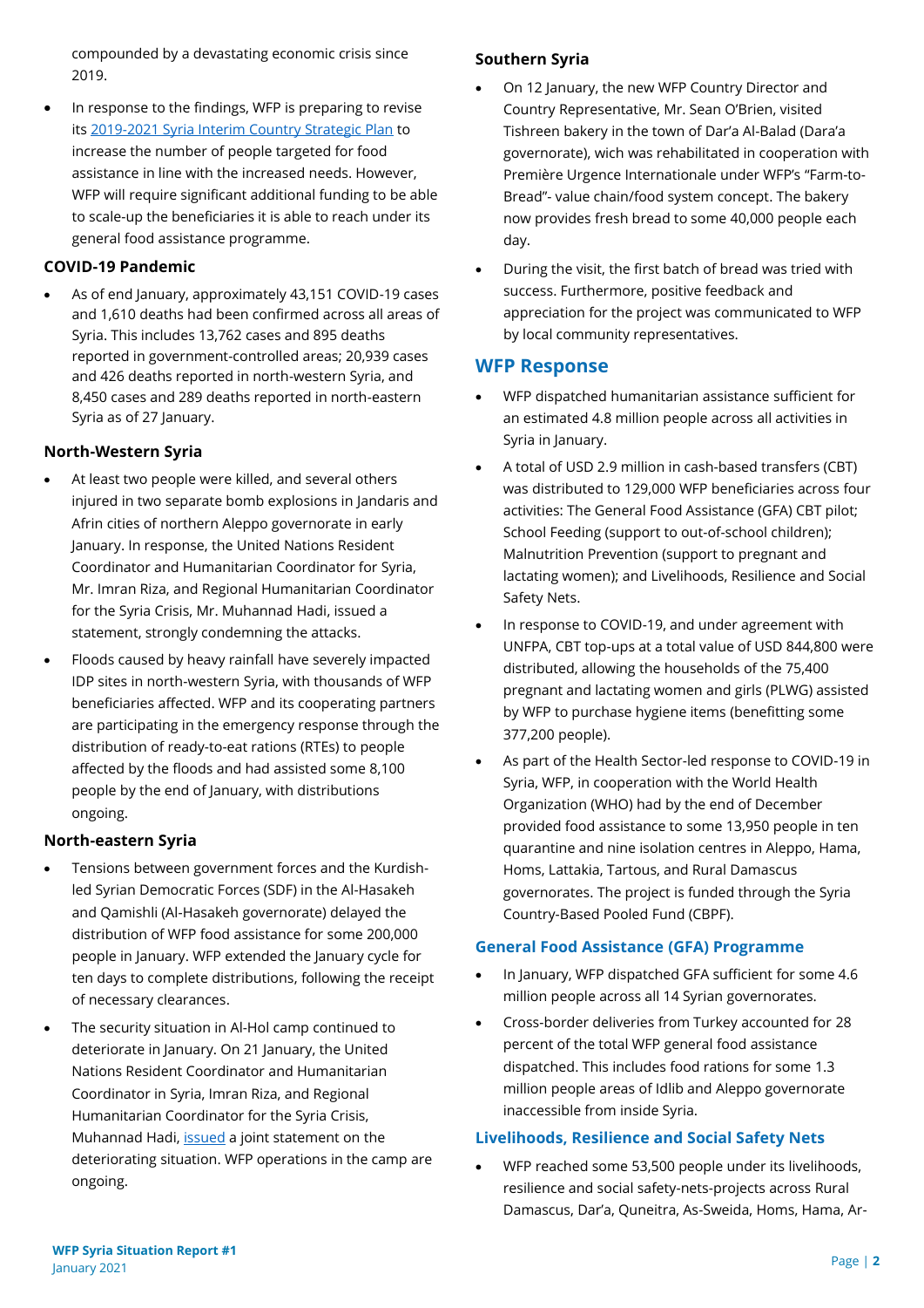compounded by a devastating economic crisis since 2019.

- In response to the findings, WFP is preparing to revise its [2019-2021 Syria Interim Country Strategic Plan]() to increase the number of people targeted for food assistance in line with the increased needs. However, WFP will require significant additional funding to be able to scale-up the beneficiaries it is able to reach under its general food assistance programme.

### COVID-19 Pandemic

- As of end January, approximately 43,151 COVID-19 cases and 1,610 deaths had been confirmed across all areas of Syria. This includes 13,762 cases and 895 deaths reported in government-controlled areas; 20,939 cases and 426 deaths reported in north-western Syria, and 8,450 cases and 289 deaths reported in north-eastern Syria as of 27 January.

### North-Western Syria

- At least two people were killed, and several others injured in two separate bomb explosions in Jandaris and Afrin cities of northern Aleppo governorate in early January. In response, the United Nations Resident Coordinator and Humanitarian Coordinator for Syria, Mr. Imran Riza, and Regional Humanitarian Coordinator for the Syria Crisis, Mr. Muhannad Hadi, issued a statement, strongly condemning the attacks.
- Floods caused by heavy rainfall have severely impacted IDP sites in north-western Syria, with thousands of WFP beneficiaries affected. WFP and its cooperating partners are participating in the emergency response through the distribution of ready-to-eat rations (RTEs) to people affected by the floods and had assisted some 8,100 people by the end of January, with distributions ongoing.

### North-eastern Syria

- Tensions between government forces and the Kurdish-led Syrian Democratic Forces (SDF) in the Al-Hasakeh and Qamishli (Al-Hasakeh governorate) delayed the distribution of WFP food assistance for some 200,000 people in January. WFP extended the January cycle for ten days to complete distributions, following the receipt of necessary clearances.
- The security situation in Al-Hol camp continued to deteriorate in January. On 21 January, the United Nations Resident Coordinator and Humanitarian Coordinator in Syria, Imran Riza, and Regional Humanitarian Coordinator for the Syria Crisis, Muhannad Hadi, [issued]() a joint statement on the deteriorating situation. WFP operations in the camp are ongoing.

### Southern Syria

- On 12 January, the new WFP Country Director and Country Representative, Mr. Sean O'Brien, visited Tishreen bakery in the town of Dar'a Al-Balad (Dara'a governorate), which was rehabilitated in cooperation with Première Urgence Internationale under WFP's "Farm-to-Bread"- value chain/food system concept. The bakery now provides fresh bread to some 40,000 people each day.
- During the visit, the first batch of bread was tried with success. Furthermore, positive feedback and appreciation for the project was communicated to WFP by local community representatives.

## WFP Response

- WFP dispatched humanitarian assistance sufficient for an estimated 4.8 million people across all activities in Syria in January.
- A total of USD 2.9 million in cash-based transfers (CBT) was distributed to 129,000 WFP beneficiaries across four activities: The General Food Assistance (GFA) CBT pilot; School Feeding (support to out-of-school children); Malnutrition Prevention (support to pregnant and lactating women); and Livelihoods, Resilience and Social Safety Nets.
- In response to COVID-19, and under agreement with UNFPA, CBT top-ups at a total value of USD 844,800 were distributed, allowing the households of the 75,400 pregnant and lactating women and girls (PLWG) assisted by WFP to purchase hygiene items (benefitting some 377,200 people).
- As part of the Health Sector-led response to COVID-19 in Syria, WFP, in cooperation with the World Health Organization (WHO) had by the end of December provided food assistance to some 13,950 people in ten quarantine and nine isolation centres in Aleppo, Hama, Homs, Lattakia, Tartous, and Rural Damascus governorates. The project is funded through the Syria Country-Based Pooled Fund (CBPF).

### General Food Assistance (GFA) Programme

- In January, WFP dispatched GFA sufficient for some 4.6 million people across all 14 Syrian governorates.
- Cross-border deliveries from Turkey accounted for 28 percent of the total WFP general food assistance dispatched. This includes food rations for some 1.3 million people areas of Idlib and Aleppo governorate inaccessible from inside Syria.

### Livelihoods, Resilience and Social Safety Nets

- WFP reached some 53,500 people under its livelihoods, resilience and social safety-nets-projects across Rural Damascus, Dar'a, Quneitra, As-Sweida, Homs, Hama, Ar-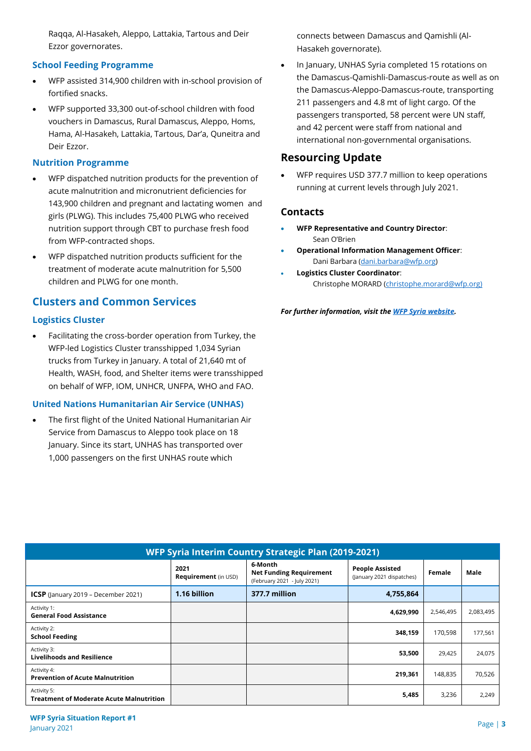Raqqa, Al-Hasakeh, Aleppo, Lattakia, Tartous and Deir Ezzor governorates.

### School Feeding Programme

- WFP assisted 314,900 children with in-school provision of fortified snacks.
- WFP supported 33,300 out-of-school children with food vouchers in Damascus, Rural Damascus, Aleppo, Homs, Hama, Al-Hasakeh, Lattakia, Tartous, Dar'a, Quneitra and Deir Ezzor.

### Nutrition Programme

- WFP dispatched nutrition products for the prevention of acute malnutrition and micronutrient deficiencies for 143,900 children and pregnant and lactating women and girls (PLWG). This includes 75,400 PLWG who received nutrition support through CBT to purchase fresh food from WFP-contracted shops.
- WFP dispatched nutrition products sufficient for the treatment of moderate acute malnutrition for 5,500 children and PLWG for one month.

## Clusters and Common Services

### Logistics Cluster

- Facilitating the cross-border operation from Turkey, the WFP-led Logistics Cluster transshipped 1,034 Syrian trucks from Turkey in January. A total of 21,640 mt of Health, WASH, food, and Shelter items were transshipped on behalf of WFP, IOM, UNHCR, UNFPA, WHO and FAO.

### United Nations Humanitarian Air Service (UNHAS)

- The first flight of the United National Humanitarian Air Service from Damascus to Aleppo took place on 18 January. Since its start, UNHAS has transported over 1,000 passengers on the first UNHAS route which connects between Damascus and Qamishli (Al-Hasakeh governorate).
- In January, UNHAS Syria completed 15 rotations on the Damascus-Qamishli-Damascus-route as well as on the Damascus-Aleppo-Damascus-route, transporting 211 passengers and 4.8 mt of light cargo. Of the passengers transported, 58 percent were UN staff, and 42 percent were staff from national and international non-governmental organisations.

## Resourcing Update

- WFP requires USD 377.7 million to keep operations running at current levels through July 2021.

## Contacts

- **WFP Representative and Country Director**: Sean O'Brien
- **Operational Information Management Officer**: Dani Barbara (dani.barbara@wfp.org)
- **Logistics Cluster Coordinator**: Christophe MORARD (christophe.morard@wfp.org)

***For further information, visit the WFP Syria website.***

| WFP Syria Interim Country Strategic Plan (2019-2021) | | | | | |
|---|---|---|---|---|---|
| | **2021 Requirement** (in USD) | **6-Month Net Funding Requirement** (February 2021 - July 2021) | **People Assisted** (January 2021 dispatches) | **Female** | **Male** |
| **ICSP** (January 2019 – December 2021) | **1.16 billion** | **377.7 million** | **4,755,864** | | |
| Activity 1: **General Food Assistance** | | | **4,629,990** | 2,546,495 | 2,083,495 |
| Activity 2: **School Feeding** | | | **348,159** | 170,598 | 177,561 |
| Activity 3: **Livelihoods and Resilience** | | | **53,500** | 29,425 | 24,075 |
| Activity 4: **Prevention of Acute Malnutrition** | | | **219,361** | 148,835 | 70,526 |
| Activity 5: **Treatment of Moderate Acute Malnutrition** | | | **5,485** | 3,236 | 2,249 |